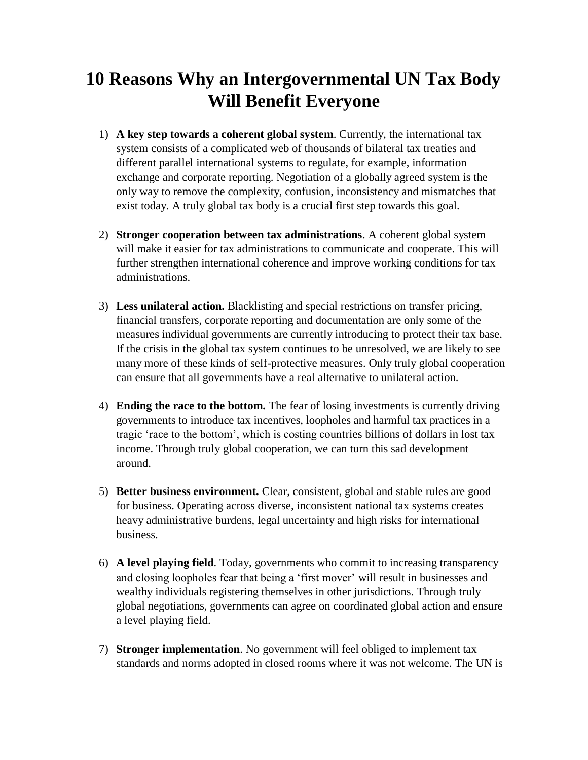# 10 Reasons Why an Intergovernmental UN Tax Body Will Benefit Everyone

1) **A key step towards a coherent global system**. Currently, the international tax system consists of a complicated web of thousands of bilateral tax treaties and different parallel international systems to regulate, for example, information exchange and corporate reporting. Negotiation of a globally agreed system is the only way to remove the complexity, confusion, inconsistency and mismatches that exist today. A truly global tax body is a crucial first step towards this goal.

2) **Stronger cooperation between tax administrations**. A coherent global system will make it easier for tax administrations to communicate and cooperate. This will further strengthen international coherence and improve working conditions for tax administrations.

3) **Less unilateral action.** Blacklisting and special restrictions on transfer pricing, financial transfers, corporate reporting and documentation are only some of the measures individual governments are currently introducing to protect their tax base. If the crisis in the global tax system continues to be unresolved, we are likely to see many more of these kinds of self-protective measures. Only truly global cooperation can ensure that all governments have a real alternative to unilateral action.

4) **Ending the race to the bottom.** The fear of losing investments is currently driving governments to introduce tax incentives, loopholes and harmful tax practices in a tragic 'race to the bottom', which is costing countries billions of dollars in lost tax income. Through truly global cooperation, we can turn this sad development around.

5) **Better business environment.** Clear, consistent, global and stable rules are good for business. Operating across diverse, inconsistent national tax systems creates heavy administrative burdens, legal uncertainty and high risks for international business.

6) **A level playing field**. Today, governments who commit to increasing transparency and closing loopholes fear that being a 'first mover' will result in businesses and wealthy individuals registering themselves in other jurisdictions. Through truly global negotiations, governments can agree on coordinated global action and ensure a level playing field.

7) **Stronger implementation**. No government will feel obliged to implement tax standards and norms adopted in closed rooms where it was not welcome. The UN is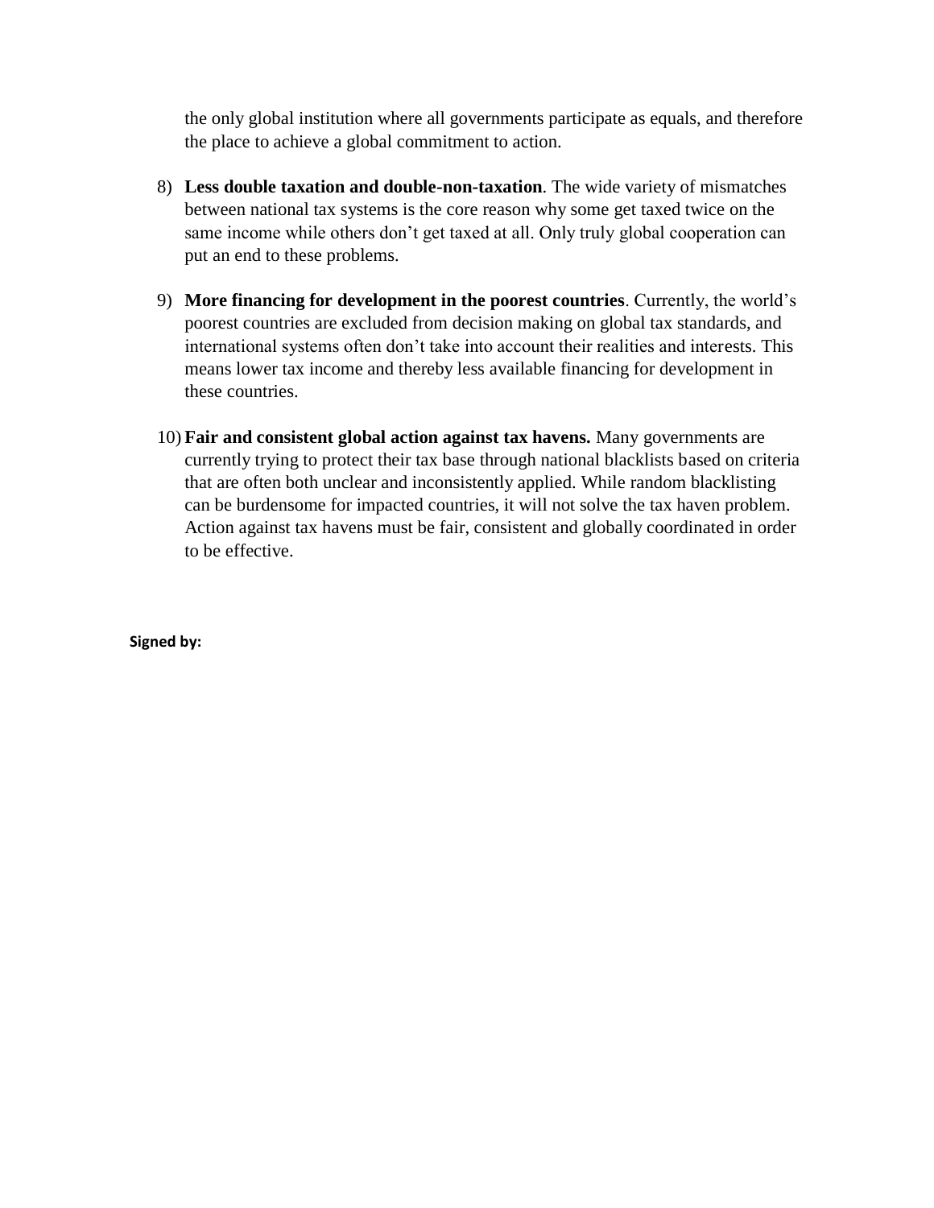the only global institution where all governments participate as equals, and therefore the place to achieve a global commitment to action.

8) **Less double taxation and double-non-taxation**. The wide variety of mismatches between national tax systems is the core reason why some get taxed twice on the same income while others don't get taxed at all. Only truly global cooperation can put an end to these problems.

9) **More financing for development in the poorest countries**. Currently, the world's poorest countries are excluded from decision making on global tax standards, and international systems often don't take into account their realities and interests. This means lower tax income and thereby less available financing for development in these countries.

10) **Fair and consistent global action against tax havens.** Many governments are currently trying to protect their tax base through national blacklists based on criteria that are often both unclear and inconsistently applied. While random blacklisting can be burdensome for impacted countries, it will not solve the tax haven problem. Action against tax havens must be fair, consistent and globally coordinated in order to be effective.

**Signed by:**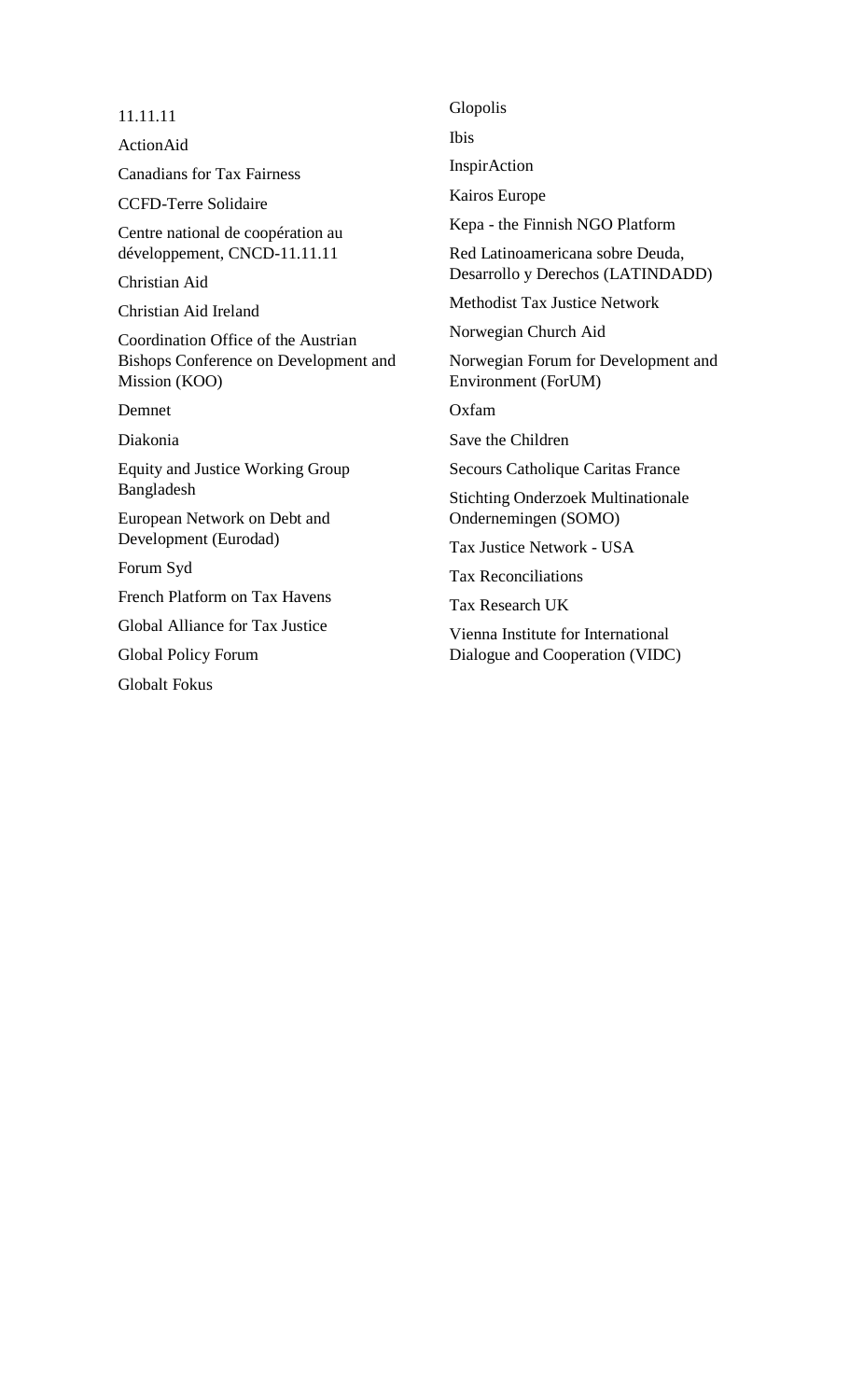11.11.11

ActionAid

Canadians for Tax Fairness

CCFD-Terre Solidaire

Centre national de coopération au développement, CNCD-11.11.11

Christian Aid

Christian Aid Ireland

Coordination Office of the Austrian Bishops Conference on Development and Mission (KOO)

Demnet

Diakonia

Equity and Justice Working Group Bangladesh

European Network on Debt and Development (Eurodad)

Forum Syd

French Platform on Tax Havens

Global Alliance for Tax Justice

Global Policy Forum

Globalt Fokus

Glopolis

Ibis

InspirAction

Kairos Europe

Kepa - the Finnish NGO Platform

Red Latinoamericana sobre Deuda, Desarrollo y Derechos (LATINDADD)

Methodist Tax Justice Network

Norwegian Church Aid

Norwegian Forum for Development and Environment (ForUM)

Oxfam

Save the Children

Secours Catholique Caritas France

Stichting Onderzoek Multinationale Ondernemingen (SOMO)

Tax Justice Network - USA

Tax Reconciliations

Tax Research UK

Vienna Institute for International Dialogue and Cooperation (VIDC)